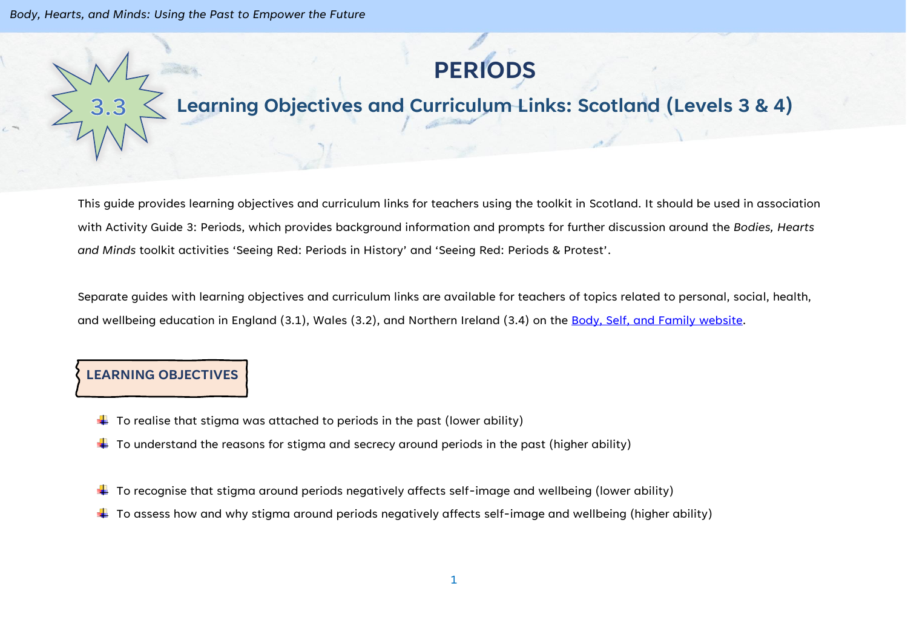# PERIODS

## 3.3 Learning Objectives and Curriculum Links: Scotland (Levels 3 & 4)

This guide provides learning objectives and curriculum links for teachers using the toolkit in Scotland. It should be used in association with Activity Guide 3: Periods, which provides background information and prompts for further discussion around the *Bodies, Hearts and Minds* toolkit activities 'Seeing Red: Periods in History' and 'Seeing Red: Periods & Protest'.

Separate guides with learning objectives and curriculum links are available for teachers of topics related to personal, social, health, and wellbeing education in England (3.1), Wales (3.2), and Northern Ireland (3.4) on the Body, Self, and Family website.

### LEARNING OBJECTIVES

- To realise that stigma was attached to periods in the past (lower ability)
- To understand the reasons for stigma and secrecy around periods in the past (higher ability)

- To recognise that stigma around periods negatively affects self-image and wellbeing (lower ability)
- To assess how and why stigma around periods negatively affects self-image and wellbeing (higher ability)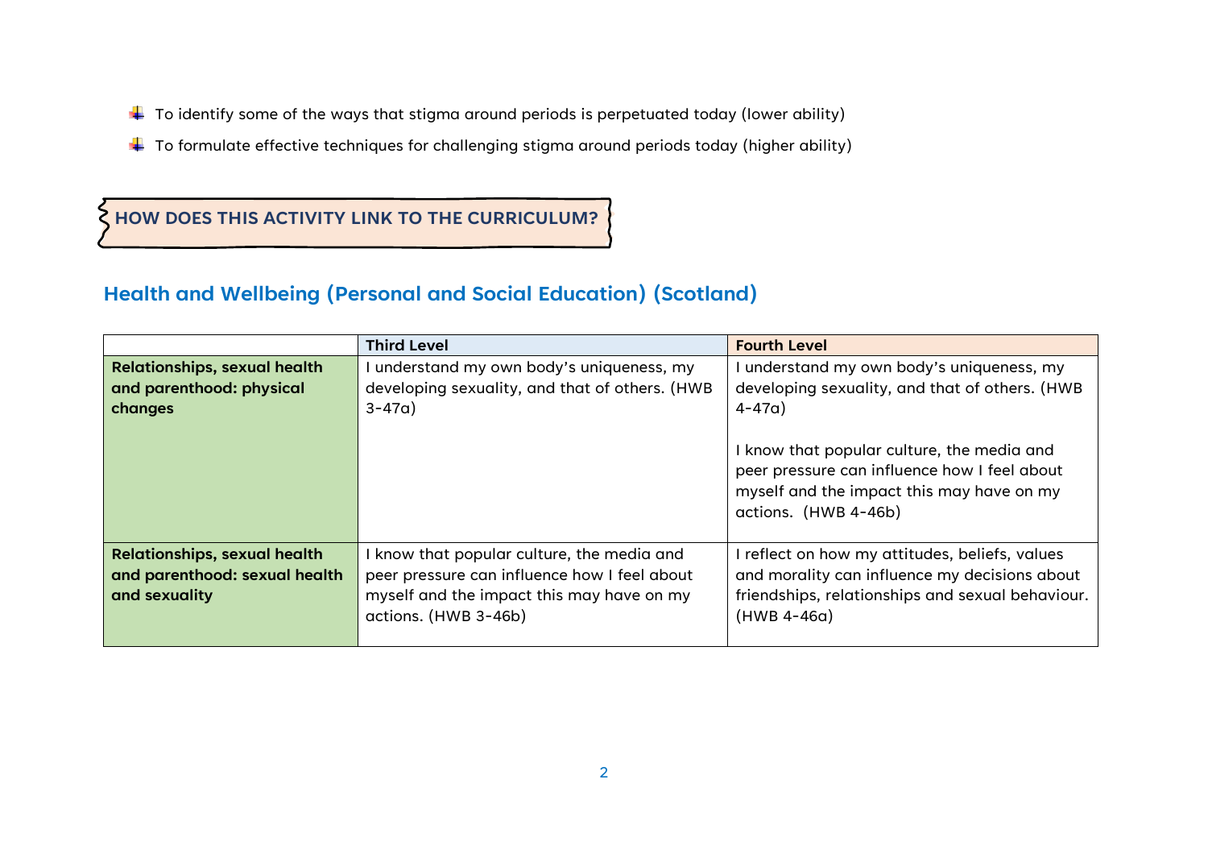- To identify some of the ways that stigma around periods is perpetuated today (lower ability)
- To formulate effective techniques for challenging stigma around periods today (higher ability)

## HOW DOES THIS ACTIVITY LINK TO THE CURRICULUM?

### Health and Wellbeing (Personal and Social Education) (Scotland)

| | Third Level | Fourth Level |
|---|---|---|
| **Relationships, sexual health and parenthood: physical changes** | I understand my own body's uniqueness, my developing sexuality, and that of others. (HWB 3-47a) | I understand my own body's uniqueness, my developing sexuality, and that of others. (HWB 4-47a)<br><br>I know that popular culture, the media and peer pressure can influence how I feel about myself and the impact this may have on my actions. (HWB 4-46b) |
| **Relationships, sexual health and parenthood: sexual health and sexuality** | I know that popular culture, the media and peer pressure can influence how I feel about myself and the impact this may have on my actions. (HWB 3-46b) | I reflect on how my attitudes, beliefs, values and morality can influence my decisions about friendships, relationships and sexual behaviour. (HWB 4-46a) |